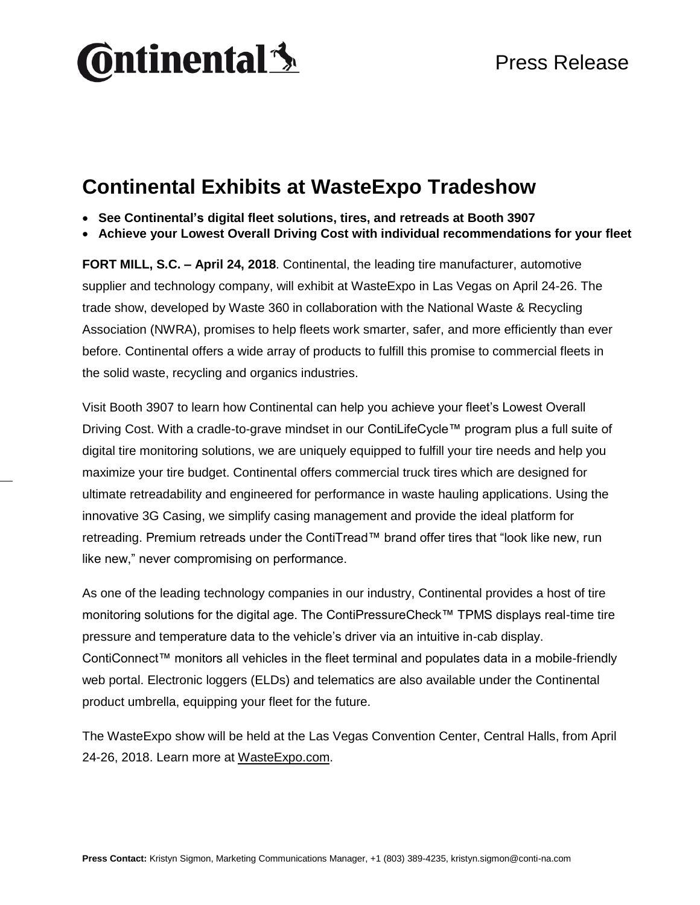Continental

Press Release

# Continental Exhibits at WasteExpo Tradeshow

- **See Continental's digital fleet solutions, tires, and retreads at Booth 3907**
- **Achieve your Lowest Overall Driving Cost with individual recommendations for your fleet**

**FORT MILL, S.C. – April 24, 2018**. Continental, the leading tire manufacturer, automotive supplier and technology company, will exhibit at WasteExpo in Las Vegas on April 24-26. The trade show, developed by Waste 360 in collaboration with the National Waste & Recycling Association (NWRA), promises to help fleets work smarter, safer, and more efficiently than ever before. Continental offers a wide array of products to fulfill this promise to commercial fleets in the solid waste, recycling and organics industries.

Visit Booth 3907 to learn how Continental can help you achieve your fleet's Lowest Overall Driving Cost. With a cradle-to-grave mindset in our ContiLifeCycle™ program plus a full suite of digital tire monitoring solutions, we are uniquely equipped to fulfill your tire needs and help you maximize your tire budget. Continental offers commercial truck tires which are designed for ultimate retreadability and engineered for performance in waste hauling applications. Using the innovative 3G Casing, we simplify casing management and provide the ideal platform for retreading. Premium retreads under the ContiTread™ brand offer tires that "look like new, run like new," never compromising on performance.

As one of the leading technology companies in our industry, Continental provides a host of tire monitoring solutions for the digital age. The ContiPressureCheck™ TPMS displays real-time tire pressure and temperature data to the vehicle's driver via an intuitive in-cab display. ContiConnect™ monitors all vehicles in the fleet terminal and populates data in a mobile-friendly web portal. Electronic loggers (ELDs) and telematics are also available under the Continental product umbrella, equipping your fleet for the future.

The WasteExpo show will be held at the Las Vegas Convention Center, Central Halls, from April 24-26, 2018. Learn more at WasteExpo.com.

**Press Contact:** Kristyn Sigmon, Marketing Communications Manager, +1 (803) 389-4235, kristyn.sigmon@conti-na.com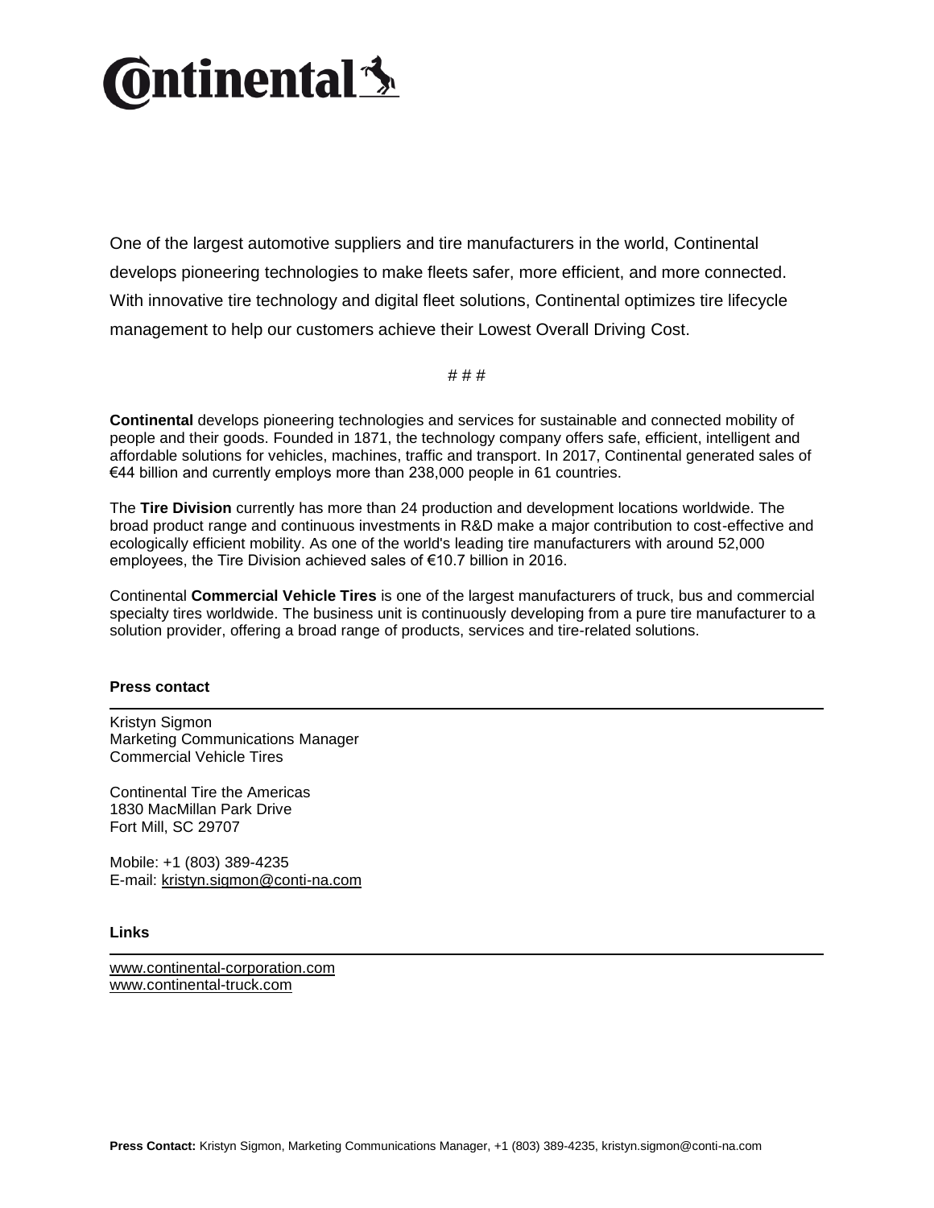One of the largest automotive suppliers and tire manufacturers in the world, Continental develops pioneering technologies to make fleets safer, more efficient, and more connected. With innovative tire technology and digital fleet solutions, Continental optimizes tire lifecycle management to help our customers achieve their Lowest Overall Driving Cost.

# # #

**Continental** develops pioneering technologies and services for sustainable and connected mobility of people and their goods. Founded in 1871, the technology company offers safe, efficient, intelligent and affordable solutions for vehicles, machines, traffic and transport. In 2017, Continental generated sales of €44 billion and currently employs more than 238,000 people in 61 countries.

The **Tire Division** currently has more than 24 production and development locations worldwide. The broad product range and continuous investments in R&D make a major contribution to cost-effective and ecologically efficient mobility. As one of the world's leading tire manufacturers with around 52,000 employees, the Tire Division achieved sales of €10.7 billion in 2016.

Continental **Commercial Vehicle Tires** is one of the largest manufacturers of truck, bus and commercial specialty tires worldwide. The business unit is continuously developing from a pure tire manufacturer to a solution provider, offering a broad range of products, services and tire-related solutions.

**Press contact**

Kristyn Sigmon
Marketing Communications Manager
Commercial Vehicle Tires

Continental Tire the Americas
1830 MacMillan Park Drive
Fort Mill, SC 29707

Mobile: +1 (803) 389-4235
E-mail: kristyn.sigmon@conti-na.com

**Links**

www.continental-corporation.com
www.continental-truck.com